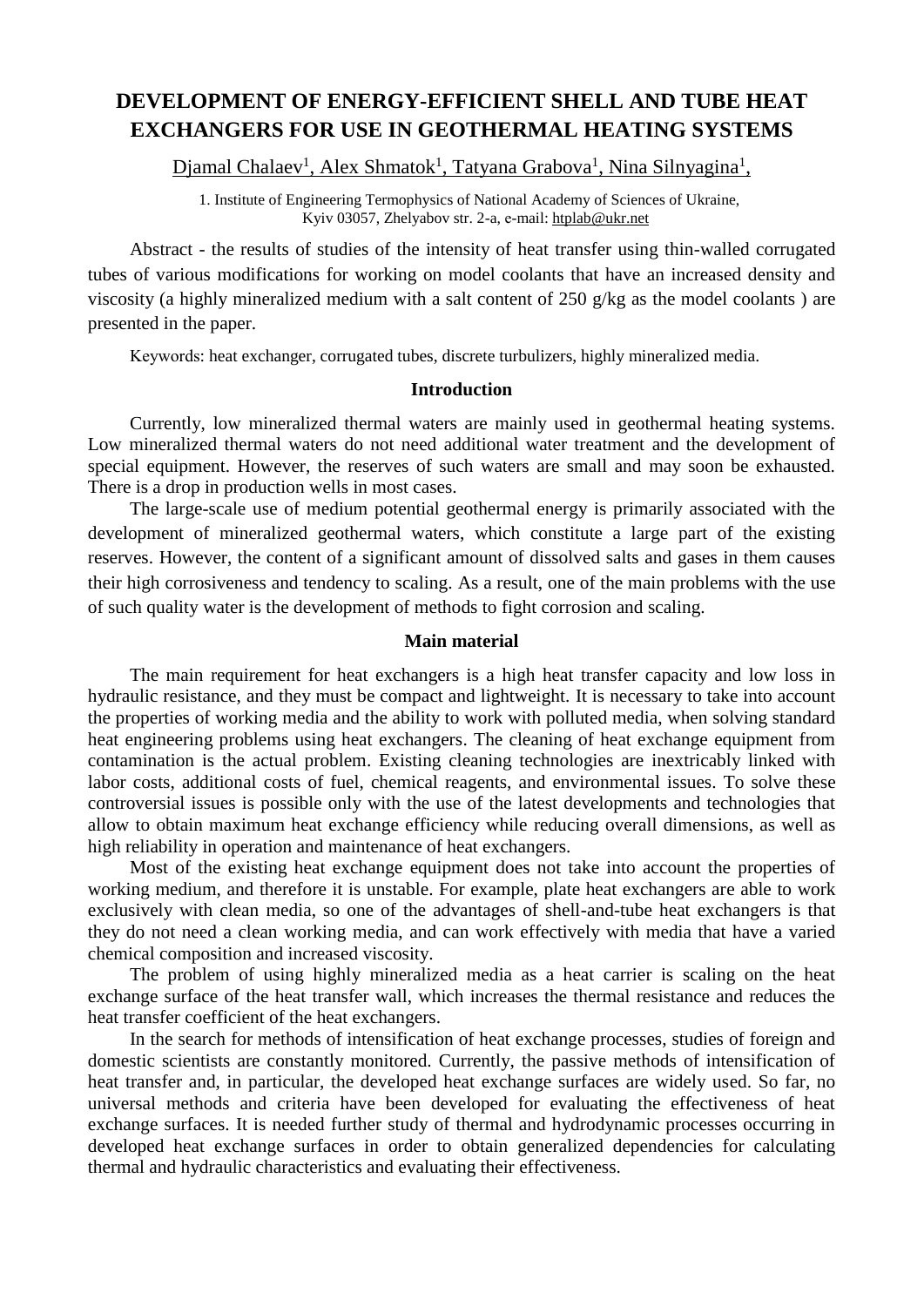# DEVELOPMENT OF ENERGY-EFFICIENT SHELL AND TUBE HEAT EXCHANGERS FOR USE IN GEOTHERMAL HEATING SYSTEMS

Djamal Chalaev[1], Alex Shmatok[1], Tatyana Grabova[1], Nina Silnyagina[1],

1. Institute of Engineering Termophysics of National Academy of Sciences of Ukraine, Kyiv 03057, Zhelyabov str. 2-a, e-mail: htplab@ukr.net

Abstract - the results of studies of the intensity of heat transfer using thin-walled corrugated tubes of various modifications for working on model coolants that have an increased density and viscosity (a highly mineralized medium with a salt content of 250 g/kg as the model coolants ) are presented in the paper.

Keywords: heat exchanger, corrugated tubes, discrete turbulizers, highly mineralized media.

## Introduction

Currently, low mineralized thermal waters are mainly used in geothermal heating systems. Low mineralized thermal waters do not need additional water treatment and the development of special equipment. However, the reserves of such waters are small and may soon be exhausted. There is a drop in production wells in most cases.

The large-scale use of medium potential geothermal energy is primarily associated with the development of mineralized geothermal waters, which constitute a large part of the existing reserves. However, the content of a significant amount of dissolved salts and gases in them causes their high corrosiveness and tendency to scaling. As a result, one of the main problems with the use of such quality water is the development of methods to fight corrosion and scaling.

## Main material

The main requirement for heat exchangers is a high heat transfer capacity and low loss in hydraulic resistance, and they must be compact and lightweight. It is necessary to take into account the properties of working media and the ability to work with polluted media, when solving standard heat engineering problems using heat exchangers. The cleaning of heat exchange equipment from contamination is the actual problem. Existing cleaning technologies are inextricably linked with labor costs, additional costs of fuel, chemical reagents, and environmental issues. To solve these controversial issues is possible only with the use of the latest developments and technologies that allow to obtain maximum heat exchange efficiency while reducing overall dimensions, as well as high reliability in operation and maintenance of heat exchangers.

Most of the existing heat exchange equipment does not take into account the properties of working medium, and therefore it is unstable. For example, plate heat exchangers are able to work exclusively with clean media, so one of the advantages of shell-and-tube heat exchangers is that they do not need a clean working media, and can work effectively with media that have a varied chemical composition and increased viscosity.

The problem of using highly mineralized media as a heat carrier is scaling on the heat exchange surface of the heat transfer wall, which increases the thermal resistance and reduces the heat transfer coefficient of the heat exchangers.

In the search for methods of intensification of heat exchange processes, studies of foreign and domestic scientists are constantly monitored. Currently, the passive methods of intensification of heat transfer and, in particular, the developed heat exchange surfaces are widely used. So far, no universal methods and criteria have been developed for evaluating the effectiveness of heat exchange surfaces. It is needed further study of thermal and hydrodynamic processes occurring in developed heat exchange surfaces in order to obtain generalized dependencies for calculating thermal and hydraulic characteristics and evaluating their effectiveness.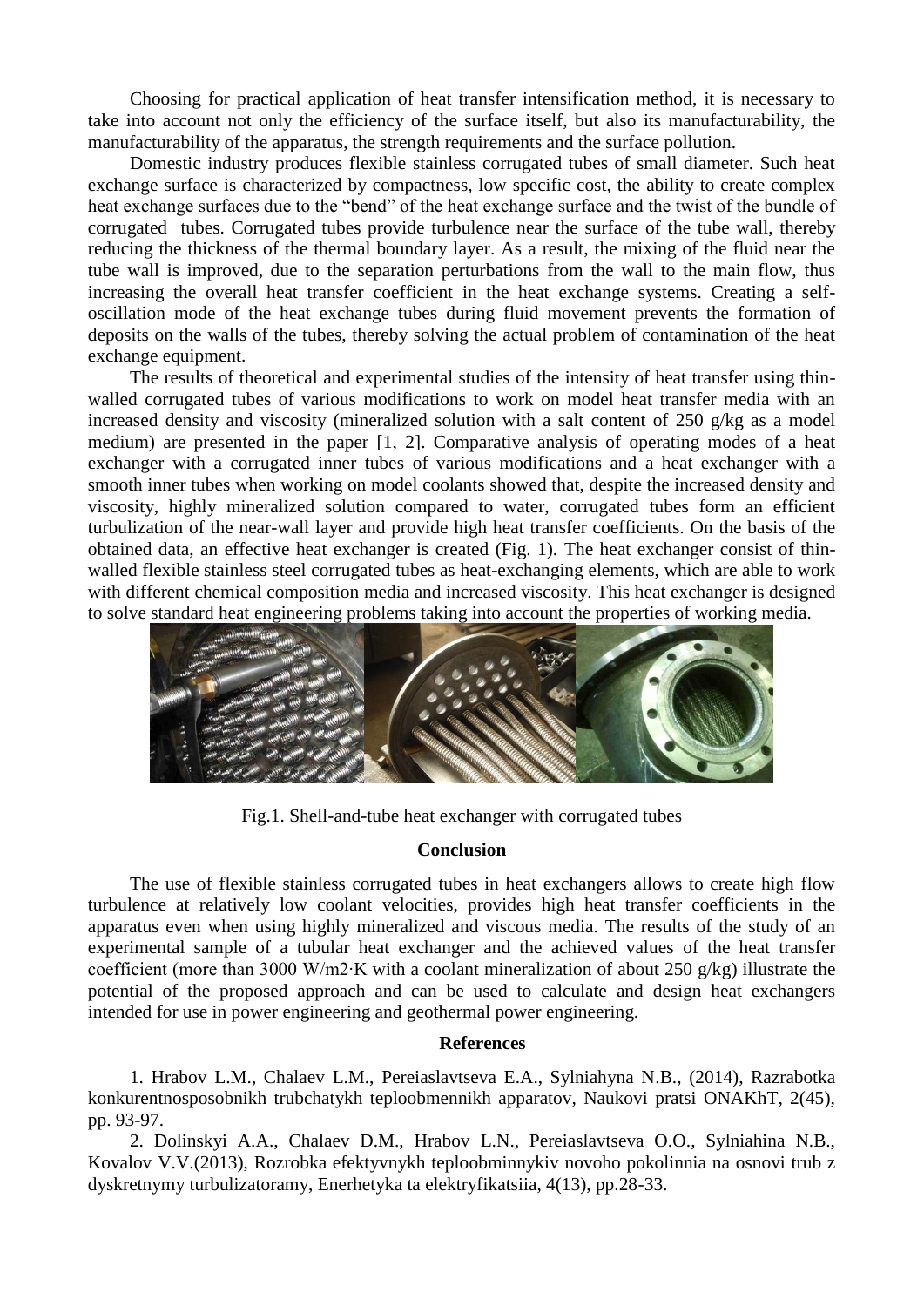Choosing for practical application of heat transfer intensification method, it is necessary to take into account not only the efficiency of the surface itself, but also its manufacturability, the manufacturability of the apparatus, the strength requirements and the surface pollution.

Domestic industry produces flexible stainless corrugated tubes of small diameter. Such heat exchange surface is characterized by compactness, low specific cost, the ability to create complex heat exchange surfaces due to the "bend" of the heat exchange surface and the twist of the bundle of corrugated tubes. Corrugated tubes provide turbulence near the surface of the tube wall, thereby reducing the thickness of the thermal boundary layer. As a result, the mixing of the fluid near the tube wall is improved, due to the separation perturbations from the wall to the main flow, thus increasing the overall heat transfer coefficient in the heat exchange systems. Creating a self-oscillation mode of the heat exchange tubes during fluid movement prevents the formation of deposits on the walls of the tubes, thereby solving the actual problem of contamination of the heat exchange equipment.

The results of theoretical and experimental studies of the intensity of heat transfer using thin-walled corrugated tubes of various modifications to work on model heat transfer media with an increased density and viscosity (mineralized solution with a salt content of 250 g/kg as a model medium) are presented in the paper [1, 2]. Comparative analysis of operating modes of a heat exchanger with a corrugated inner tubes of various modifications and a heat exchanger with a smooth inner tubes when working on model coolants showed that, despite the increased density and viscosity, highly mineralized solution compared to water, corrugated tubes form an efficient turbulization of the near-wall layer and provide high heat transfer coefficients. On the basis of the obtained data, an effective heat exchanger is created (Fig. 1). The heat exchanger consist of thin-walled flexible stainless steel corrugated tubes as heat-exchanging elements, which are able to work with different chemical composition media and increased viscosity. This heat exchanger is designed to solve standard heat engineering problems taking into account the properties of working media.

Fig.1. Shell-and-tube heat exchanger with corrugated tubes

## Conclusion

The use of flexible stainless corrugated tubes in heat exchangers allows to create high flow turbulence at relatively low coolant velocities, provides high heat transfer coefficients in the apparatus even when using highly mineralized and viscous media. The results of the study of an experimental sample of a tubular heat exchanger and the achieved values of the heat transfer coefficient (more than 3000 W/m2·K with a coolant mineralization of about 250 g/kg) illustrate the potential of the proposed approach and can be used to calculate and design heat exchangers intended for use in power engineering and geothermal power engineering.

## References

1. Hrabov L.M., Chalaev L.M., Pereiaslavtseva E.A., Sylniahyna N.B., (2014), Razrabotka konkurentnosposobnikh trubchatykh teploobmennikh apparatov, Naukovi pratsi ONAKhT, 2(45), pp. 93-97.

2. Dolinskyi A.A., Chalaev D.M., Hrabov L.N., Pereiaslavtseva O.O., Sylniahina N.B., Kovalov V.V.(2013), Rozrobka efektyvnykh teploobminnykiv novoho pokolinnia na osnovi trub z dyskretnymy turbulizatoramy, Enerhetyka ta elektryfikatsiia, 4(13), pp.28-33.